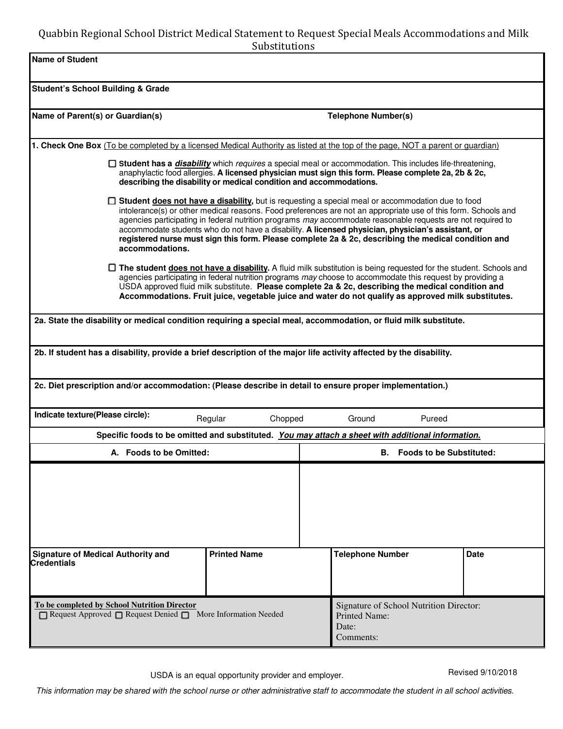# Quabbin Regional School District Medical Statement to Request Special Meals Accommodations and Milk Substitutions

**Name of Student**

**Student's School Building & Grade**

**Name of Parent(s) or Guardian(s)** **Telephone Number(s)**

**1. Check One Box** (To be completed by a licensed Medical Authority as listed at the top of the page, NOT a parent or guardian)

☐ **Student has a *disability*** which *requires* a special meal or accommodation. This includes life-threatening, anaphylactic food allergies. **A licensed physician must sign this form. Please complete 2a, 2b & 2c, describing the disability or medical condition and accommodations.**

☐ **Student does not have a disability,** but is requesting a special meal or accommodation due to food intolerance(s) or other medical reasons. Food preferences are not an appropriate use of this form. Schools and agencies participating in federal nutrition programs *may* accommodate reasonable requests are not required to accommodate students who do not have a disability. **A licensed physician, physician's assistant, or registered nurse must sign this form. Please complete 2a & 2c, describing the medical condition and accommodations.**

☐ **The student does not have a disability.** A fluid milk substitution is being requested for the student. Schools and agencies participating in federal nutrition programs *may* choose to accommodate this request by providing a USDA approved fluid milk substitute. **Please complete 2a & 2c, describing the medical condition and Accommodations. Fruit juice, vegetable juice and water do not qualify as approved milk substitutes.**

**2a. State the disability or medical condition requiring a special meal, accommodation, or fluid milk substitute.**

**2b. If student has a disability, provide a brief description of the major life activity affected by the disability.**

**2c. Diet prescription and/or accommodation: (Please describe in detail to ensure proper implementation.)**

**Indicate texture(Please circle):** Regular Chopped Ground Pureed

**Specific foods to be omitted and substituted. *You may attach a sheet with additional information.***

| A. Foods to be Omitted: | B. Foods to be Substituted: |
|---|---|
| | |

| Signature of Medical Authority and Credentials | Printed Name | Telephone Number | Date |
|---|---|---|---|
| | | | |

| To be completed by School Nutrition Director | |
|---|---|
| ☐ Request Approved ☐ Request Denied ☐ More Information Needed | Signature of School Nutrition Director:<br>Printed Name:<br>Date:<br>Comments: |

USDA is an equal opportunity provider and employer.

Revised 9/10/2018

*This information may be shared with the school nurse or other administrative staff to accommodate the student in all school activities.*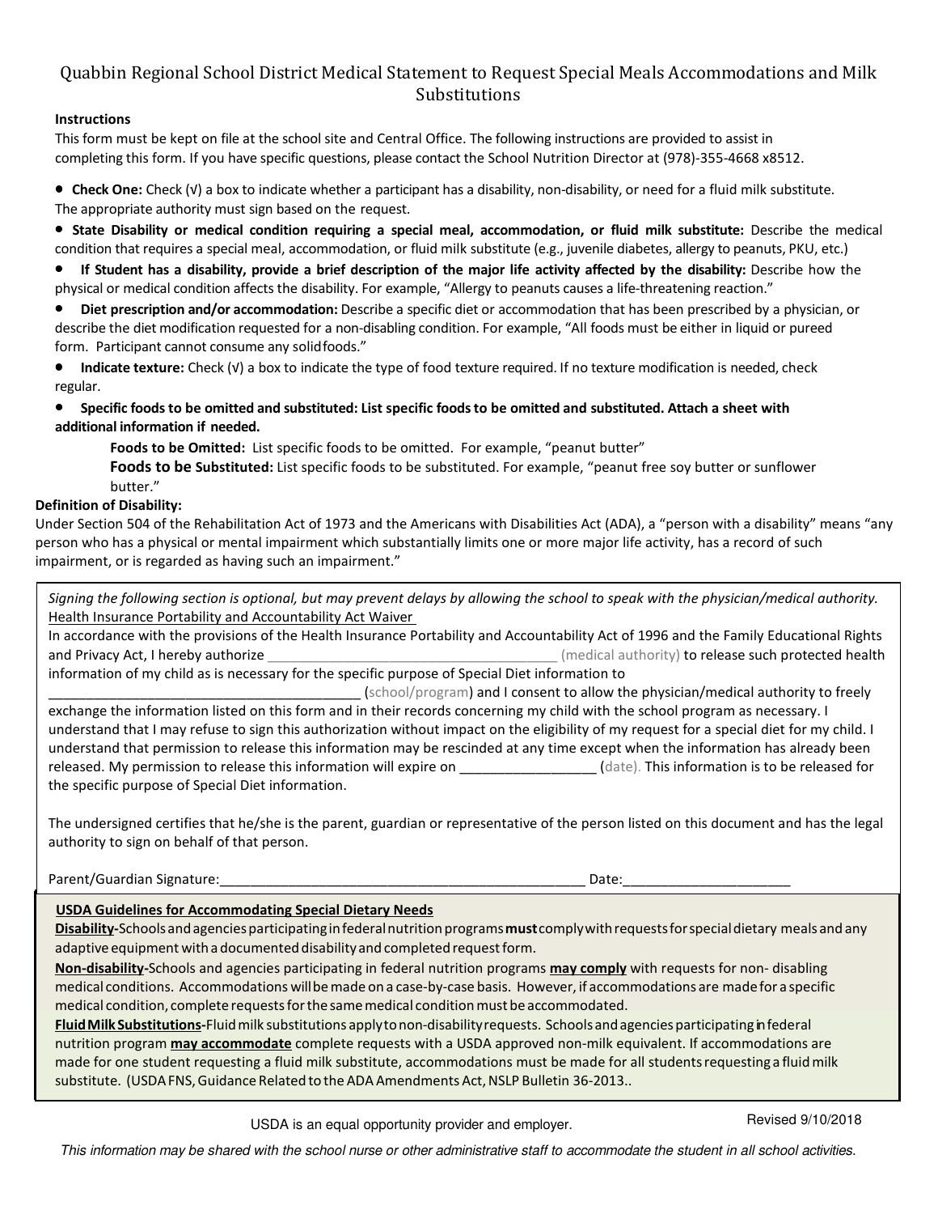# Quabbin Regional School District Medical Statement to Request Special Meals Accommodations and Milk Substitutions

**Instructions**

This form must be kept on file at the school site and Central Office. The following instructions are provided to assist in completing this form. If you have specific questions, please contact the School Nutrition Director at (978)-355-4668 x8512.

- **Check One:** Check (√) a box to indicate whether a participant has a disability, non-disability, or need for a fluid milk substitute. The appropriate authority must sign based on the request.
- **State Disability or medical condition requiring a special meal, accommodation, or fluid milk substitute:** Describe the medical condition that requires a special meal, accommodation, or fluid milk substitute (e.g., juvenile diabetes, allergy to peanuts, PKU, etc.)
- **If Student has a disability, provide a brief description of the major life activity affected by the disability:** Describe how the physical or medical condition affects the disability. For example, "Allergy to peanuts causes a life-threatening reaction."
- **Diet prescription and/or accommodation:** Describe a specific diet or accommodation that has been prescribed by a physician, or describe the diet modification requested for a non-disabling condition. For example, "All foods must be either in liquid or pureed form. Participant cannot consume any solid foods."
- **Indicate texture:** Check (√) a box to indicate the type of food texture required. If no texture modification is needed, check regular.
- **Specific foods to be omitted and substituted: List specific foods to be omitted and substituted. Attach a sheet with additional information if needed.**

  **Foods to be Omitted:** List specific foods to be omitted. For example, "peanut butter"

  **Foods to be Substituted:** List specific foods to be substituted. For example, "peanut free soy butter or sunflower butter."

**Definition of Disability:**

Under Section 504 of the Rehabilitation Act of 1973 and the Americans with Disabilities Act (ADA), a "person with a disability" means "any person who has a physical or mental impairment which substantially limits one or more major life activity, has a record of such impairment, or is regarded as having such an impairment."

*Signing the following section is optional, but may prevent delays by allowing the school to speak with the physician/medical authority.*

Health Insurance Portability and Accountability Act Waiver

In accordance with the provisions of the Health Insurance Portability and Accountability Act of 1996 and the Family Educational Rights and Privacy Act, I hereby authorize _______________________________________ (medical authority) to release such protected health information of my child as is necessary for the specific purpose of Special Diet information to _________________________________________ (school/program) and I consent to allow the physician/medical authority to freely exchange the information listed on this form and in their records concerning my child with the school program as necessary. I understand that I may refuse to sign this authorization without impact on the eligibility of my request for a special diet for my child. I understand that permission to release this information may be rescinded at any time except when the information has already been released. My permission to release this information will expire on _________________ (date). This information is to be released for the specific purpose of Special Diet information.

The undersigned certifies that he/she is the parent, guardian or representative of the person listed on this document and has the legal authority to sign on behalf of that person.

Parent/Guardian Signature:__________________________________________________ Date:______________________

**USDA Guidelines for Accommodating Special Dietary Needs**

**Disability-**Schools and agencies participating in federal nutrition programs **must** comply with requests for special dietary meals and any adaptive equipment with a documented disability and completed request form.

**Non-disability-**Schools and agencies participating in federal nutrition programs **may comply** with requests for non- disabling medical conditions. Accommodations will be made on a case-by-case basis. However, if accommodations are made for a specific medical condition, complete requests for the same medical condition must be accommodated.

**Fluid Milk Substitutions-**Fluid milk substitutions apply to non-disability requests. Schools and agencies participating in federal nutrition program **may accommodate** complete requests with a USDA approved non-milk equivalent. If accommodations are made for one student requesting a fluid milk substitute, accommodations must be made for all students requesting a fluid milk substitute. (USDA FNS, Guidance Related to the ADA Amendments Act, NSLP Bulletin 36-2013..

USDA is an equal opportunity provider and employer.

Revised 9/10/2018

*This information may be shared with the school nurse or other administrative staff to accommodate the student in all school activities.*